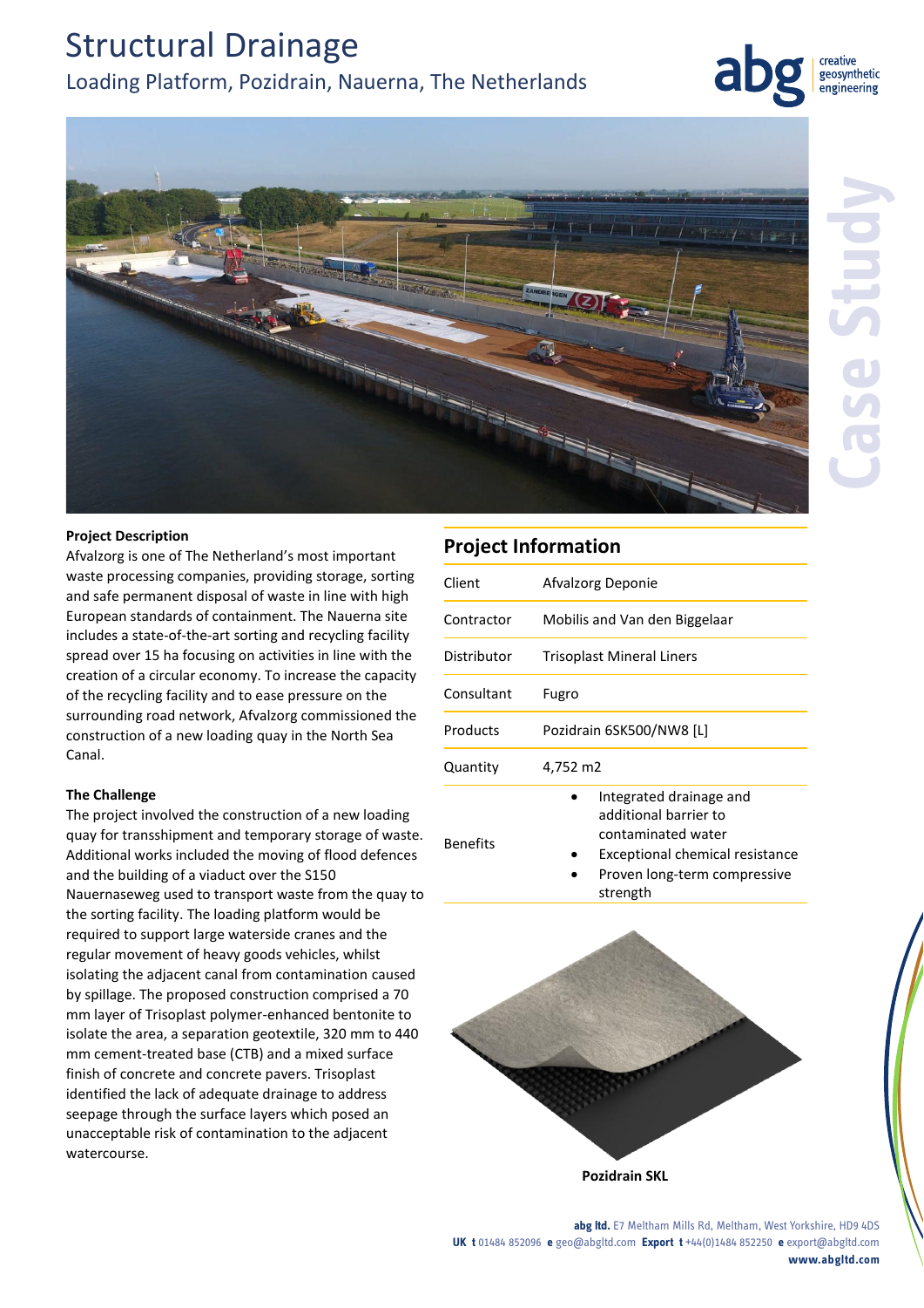# Structural Drainage

## Loading Platform, Pozidrain, Nauerna, The Netherlands

Case Study

### Project Description

Afvalzorg is one of The Netherland's most important waste processing companies, providing storage, sorting and safe permanent disposal of waste in line with high European standards of containment. The Nauerna site includes a state-of-the-art sorting and recycling facility spread over 15 ha focusing on activities in line with the creation of a circular economy. To increase the capacity of the recycling facility and to ease pressure on the surrounding road network, Afvalzorg commissioned the construction of a new loading quay in the North Sea Canal.

### The Challenge

The project involved the construction of a new loading quay for transshipment and temporary storage of waste. Additional works included the moving of flood defences and the building of a viaduct over the S150 Nauernaseweg used to transport waste from the quay to the sorting facility. The loading platform would be required to support large waterside cranes and the regular movement of heavy goods vehicles, whilst isolating the adjacent canal from contamination caused by spillage. The proposed construction comprised a 70 mm layer of Trisoplast polymer-enhanced bentonite to isolate the area, a separation geotextile, 320 mm to 440 mm cement-treated base (CTB) and a mixed surface finish of concrete and concrete pavers. Trisoplast identified the lack of adequate drainage to address seepage through the surface layers which posed an unacceptable risk of contamination to the adjacent watercourse.

### Project Information

| | |
|---|---|
| Client | Afvalzorg Deponie |
| Contractor | Mobilis and Van den Biggelaar |
| Distributor | Trisoplast Mineral Liners |
| Consultant | Fugro |
| Products | Pozidrain 6SK500/NW8 [L] |
| Quantity | 4,752 m2 |
| Benefits | • Integrated drainage and additional barrier to contaminated water<br>• Exceptional chemical resistance<br>• Proven long-term compressive strength |

Pozidrain SKL

**abg ltd.** E7 Meltham Mills Rd, Meltham, West Yorkshire, HD9 4DS
**UK t** 01484 852096 **e** geo@abgltd.com **Export t** +44(0)1484 852250 **e** export@abgltd.com
**www.abgltd.com**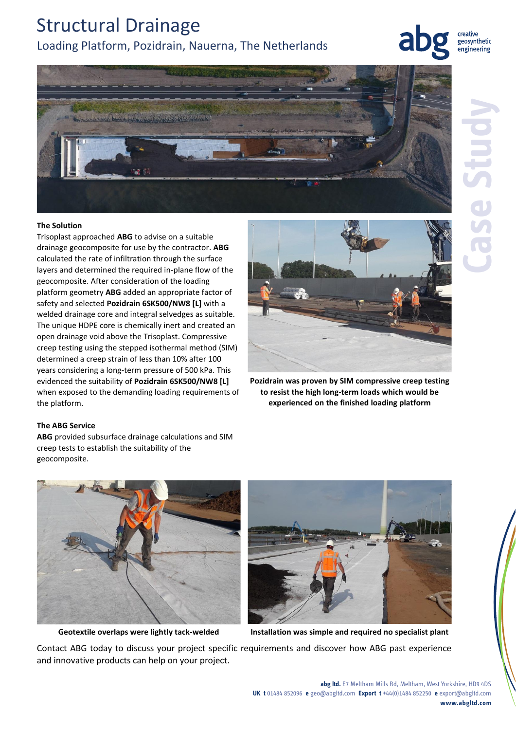# Structural Drainage

## Loading Platform, Pozidrain, Nauerna, The Netherlands

### The Solution

Trisoplast approached **ABG** to advise on a suitable drainage geocomposite for use by the contractor. **ABG** calculated the rate of infiltration through the surface layers and determined the required in-plane flow of the geocomposite. After consideration of the loading platform geometry **ABG** added an appropriate factor of safety and selected **Pozidrain 6SK500/NW8 [L]** with a welded drainage core and integral selvedges as suitable. The unique HDPE core is chemically inert and created an open drainage void above the Trisoplast. Compressive creep testing using the stepped isothermal method (SIM) determined a creep strain of less than 10% after 100 years considering a long-term pressure of 500 kPa. This evidenced the suitability of **Pozidrain 6SK500/NW8 [L]** when exposed to the demanding loading requirements of the platform.

**Pozidrain was proven by SIM compressive creep testing to resist the high long-term loads which would be experienced on the finished loading platform**

### The ABG Service

**ABG** provided subsurface drainage calculations and SIM creep tests to establish the suitability of the geocomposite.

**Geotextile overlaps were lightly tack-welded**

**Installation was simple and required no specialist plant**

Contact ABG today to discuss your project specific requirements and discover how ABG past experience and innovative products can help on your project.

**abg ltd.** E7 Meltham Mills Rd, Meltham, West Yorkshire, HD9 4DS
**UK t** 01484 852096 **e** geo@abgltd.com **Export t** +44(0)1484 852250 **e** export@abgltd.com
**www.abgltd.com**